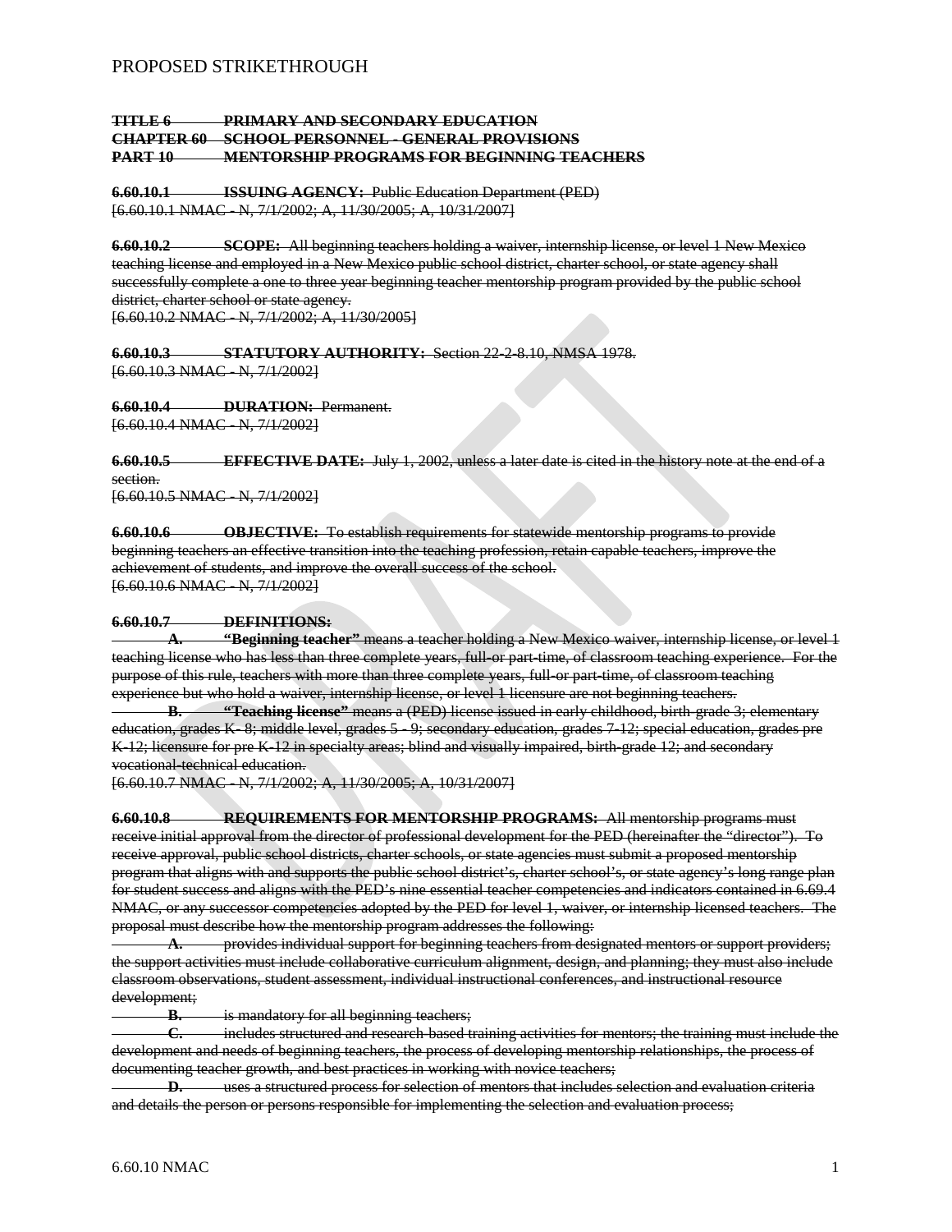PROPOSED STRIKETHROUGH

~~**TITLE 6 PRIMARY AND SECONDARY EDUCATION**~~
~~**CHAPTER 60 SCHOOL PERSONNEL - GENERAL PROVISIONS**~~
~~**PART 10 MENTORSHIP PROGRAMS FOR BEGINNING TEACHERS**~~

~~**6.60.10.1 ISSUING AGENCY:** Public Education Department (PED)~~
~~[6.60.10.1 NMAC - N, 7/1/2002; A, 11/30/2005; A, 10/31/2007]~~

~~**6.60.10.2 SCOPE:** All beginning teachers holding a waiver, internship license, or level 1 New Mexico teaching license and employed in a New Mexico public school district, charter school, or state agency shall successfully complete a one to three year beginning teacher mentorship program provided by the public school district, charter school or state agency.~~
~~[6.60.10.2 NMAC - N, 7/1/2002; A, 11/30/2005]~~

~~**6.60.10.3 STATUTORY AUTHORITY:** Section 22-2-8.10, NMSA 1978.~~
~~[6.60.10.3 NMAC - N, 7/1/2002]~~

~~**6.60.10.4 DURATION:** Permanent.~~
~~[6.60.10.4 NMAC - N, 7/1/2002]~~

~~**6.60.10.5 EFFECTIVE DATE:** July 1, 2002, unless a later date is cited in the history note at the end of a section.~~
~~[6.60.10.5 NMAC - N, 7/1/2002]~~

~~**6.60.10.6 OBJECTIVE:** To establish requirements for statewide mentorship programs to provide beginning teachers an effective transition into the teaching profession, retain capable teachers, improve the achievement of students, and improve the overall success of the school.~~
~~[6.60.10.6 NMAC - N, 7/1/2002]~~

~~**6.60.10.7 DEFINITIONS:**~~

~~**A. "Beginning teacher"** means a teacher holding a New Mexico waiver, internship license, or level 1 teaching license who has less than three complete years, full-or part-time, of classroom teaching experience. For the purpose of this rule, teachers with more than three complete years, full-or part-time, of classroom teaching experience but who hold a waiver, internship license, or level 1 licensure are not beginning teachers.~~

~~**B. "Teaching license"** means a (PED) license issued in early childhood, birth-grade 3; elementary education, grades K- 8; middle level, grades 5 - 9; secondary education, grades 7-12; special education, grades pre K-12; licensure for pre K-12 in specialty areas; blind and visually impaired, birth-grade 12; and secondary vocational-technical education.~~
~~[6.60.10.7 NMAC - N, 7/1/2002; A, 11/30/2005; A, 10/31/2007]~~

~~**6.60.10.8 REQUIREMENTS FOR MENTORSHIP PROGRAMS:** All mentorship programs must receive initial approval from the director of professional development for the PED (hereinafter the "director"). To receive approval, public school districts, charter schools, or state agencies must submit a proposed mentorship program that aligns with and supports the public school district's, charter school's, or state agency's long range plan for student success and aligns with the PED's nine essential teacher competencies and indicators contained in 6.69.4 NMAC, or any successor competencies adopted by the PED for level 1, waiver, or internship licensed teachers. The proposal must describe how the mentorship program addresses the following:~~

~~**A.** provides individual support for beginning teachers from designated mentors or support providers; the support activities must include collaborative curriculum alignment, design, and planning; they must also include classroom observations, student assessment, individual instructional conferences, and instructional resource development;~~

~~**B.** is mandatory for all beginning teachers;~~

~~**C.** includes structured and research-based training activities for mentors; the training must include the development and needs of beginning teachers, the process of developing mentorship relationships, the process of documenting teacher growth, and best practices in working with novice teachers;~~

~~**D.** uses a structured process for selection of mentors that includes selection and evaluation criteria and details the person or persons responsible for implementing the selection and evaluation process;~~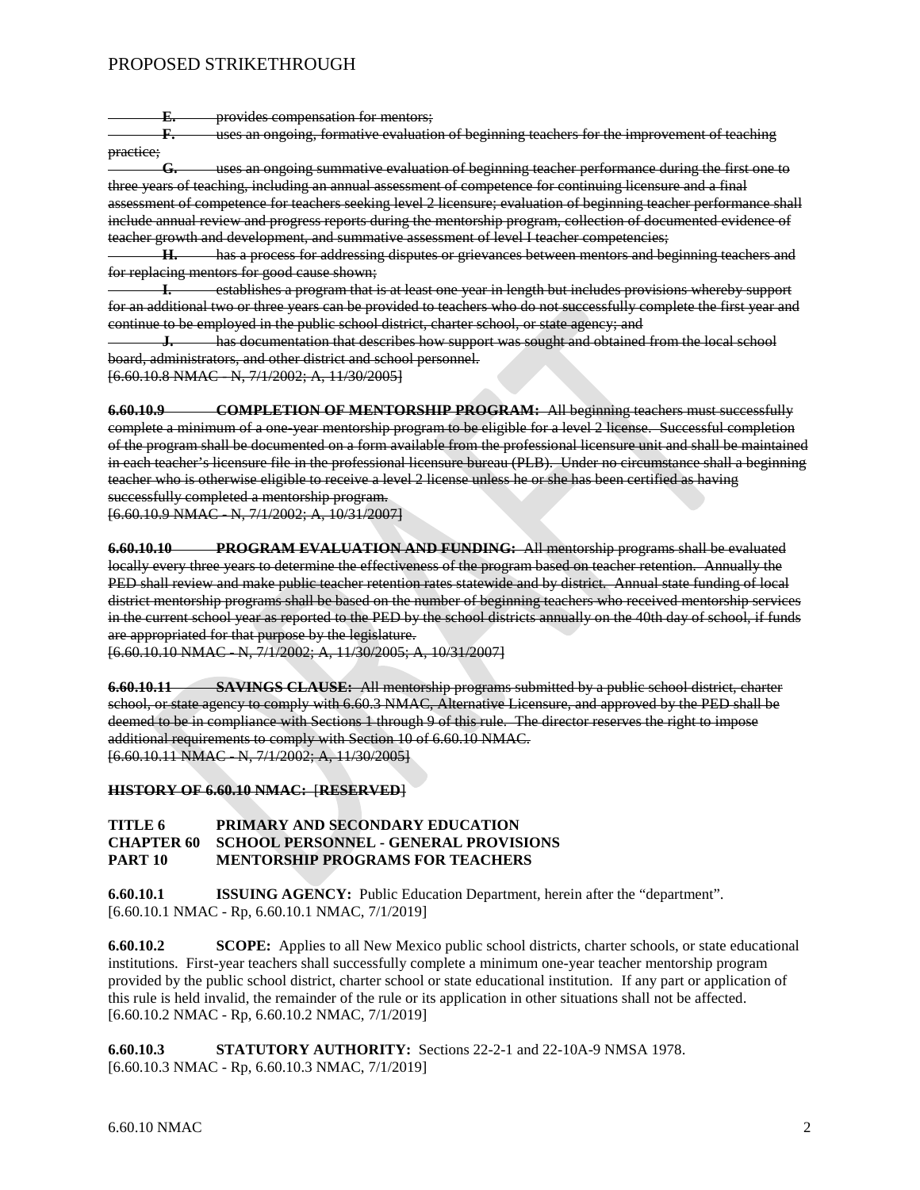~~**E.** provides compensation for mentors;~~

~~**F.** uses an ongoing, formative evaluation of beginning teachers for the improvement of teaching practice;~~

~~**G.** uses an ongoing summative evaluation of beginning teacher performance during the first one to three years of teaching, including an annual assessment of competence for continuing licensure and a final assessment of competence for teachers seeking level 2 licensure; evaluation of beginning teacher performance shall include annual review and progress reports during the mentorship program, collection of documented evidence of teacher growth and development, and summative assessment of level I teacher competencies;~~

~~**H.** has a process for addressing disputes or grievances between mentors and beginning teachers and for replacing mentors for good cause shown;~~

~~**I.** establishes a program that is at least one year in length but includes provisions whereby support for an additional two or three years can be provided to teachers who do not successfully complete the first year and continue to be employed in the public school district, charter school, or state agency; and~~

~~**J.** has documentation that describes how support was sought and obtained from the local school board, administrators, and other district and school personnel.~~
~~[6.60.10.8 NMAC - N, 7/1/2002; A, 11/30/2005]~~

~~**6.60.10.9 COMPLETION OF MENTORSHIP PROGRAM:** All beginning teachers must successfully complete a minimum of a one-year mentorship program to be eligible for a level 2 license. Successful completion of the program shall be documented on a form available from the professional licensure unit and shall be maintained in each teacher's licensure file in the professional licensure bureau (PLB). Under no circumstance shall a beginning teacher who is otherwise eligible to receive a level 2 license unless he or she has been certified as having successfully completed a mentorship program.~~
~~[6.60.10.9 NMAC - N, 7/1/2002; A, 10/31/2007]~~

~~**6.60.10.10 PROGRAM EVALUATION AND FUNDING:** All mentorship programs shall be evaluated locally every three years to determine the effectiveness of the program based on teacher retention. Annually the PED shall review and make public teacher retention rates statewide and by district. Annual state funding of local district mentorship programs shall be based on the number of beginning teachers who received mentorship services in the current school year as reported to the PED by the school districts annually on the 40th day of school, if funds are appropriated for that purpose by the legislature.~~
~~[6.60.10.10 NMAC - N, 7/1/2002; A, 11/30/2005; A, 10/31/2007]~~

~~**6.60.10.11 SAVINGS CLAUSE:** All mentorship programs submitted by a public school district, charter school, or state agency to comply with 6.60.3 NMAC, Alternative Licensure, and approved by the PED shall be deemed to be in compliance with Sections 1 through 9 of this rule. The director reserves the right to impose additional requirements to comply with Section 10 of 6.60.10 NMAC.~~
~~[6.60.10.11 NMAC - N, 7/1/2002; A, 11/30/2005]~~

~~**HISTORY OF 6.60.10 NMAC: [RESERVED]**~~

**TITLE 6 PRIMARY AND SECONDARY EDUCATION**
**CHAPTER 60 SCHOOL PERSONNEL - GENERAL PROVISIONS**
**PART 10 MENTORSHIP PROGRAMS FOR TEACHERS**

**6.60.10.1 ISSUING AGENCY:** Public Education Department, herein after the "department".
[6.60.10.1 NMAC - Rp, 6.60.10.1 NMAC, 7/1/2019]

**6.60.10.2 SCOPE:** Applies to all New Mexico public school districts, charter schools, or state educational institutions. First-year teachers shall successfully complete a minimum one-year teacher mentorship program provided by the public school district, charter school or state educational institution. If any part or application of this rule is held invalid, the remainder of the rule or its application in other situations shall not be affected.
[6.60.10.2 NMAC - Rp, 6.60.10.2 NMAC, 7/1/2019]

**6.60.10.3 STATUTORY AUTHORITY:** Sections 22-2-1 and 22-10A-9 NMSA 1978.
[6.60.10.3 NMAC - Rp, 6.60.10.3 NMAC, 7/1/2019]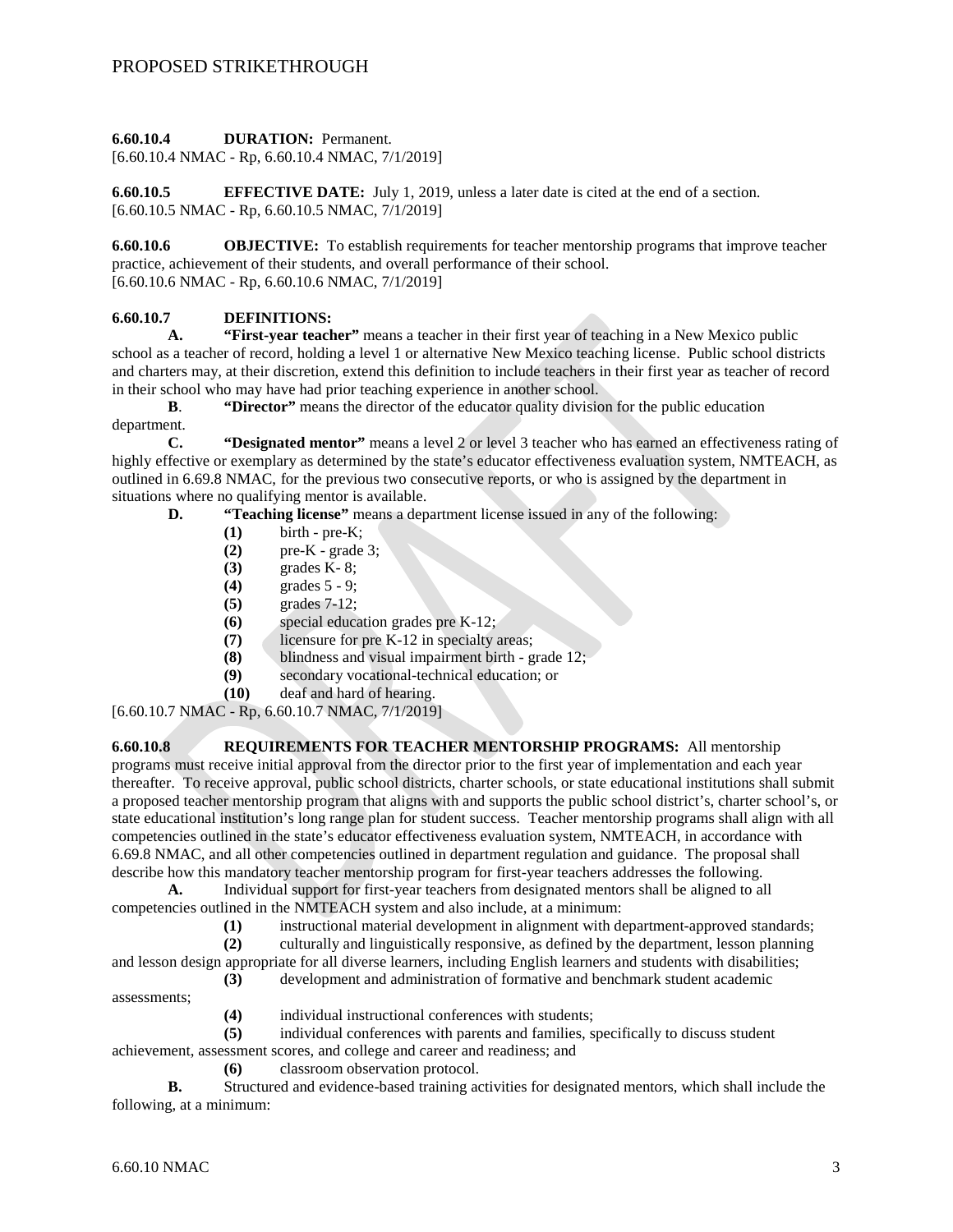PROPOSED STRIKETHROUGH

**6.60.10.4 DURATION:** Permanent.
[6.60.10.4 NMAC - Rp, 6.60.10.4 NMAC, 7/1/2019]

**6.60.10.5 EFFECTIVE DATE:** July 1, 2019, unless a later date is cited at the end of a section.
[6.60.10.5 NMAC - Rp, 6.60.10.5 NMAC, 7/1/2019]

**6.60.10.6 OBJECTIVE:** To establish requirements for teacher mentorship programs that improve teacher practice, achievement of their students, and overall performance of their school.
[6.60.10.6 NMAC - Rp, 6.60.10.6 NMAC, 7/1/2019]

**6.60.10.7 DEFINITIONS:**

**A. "First-year teacher"** means a teacher in their first year of teaching in a New Mexico public school as a teacher of record, holding a level 1 or alternative New Mexico teaching license. Public school districts and charters may, at their discretion, extend this definition to include teachers in their first year as teacher of record in their school who may have had prior teaching experience in another school.

**B. "Director"** means the director of the educator quality division for the public education department.

**C. "Designated mentor"** means a level 2 or level 3 teacher who has earned an effectiveness rating of highly effective or exemplary as determined by the state's educator effectiveness evaluation system, NMTEACH, as outlined in 6.69.8 NMAC, for the previous two consecutive reports, or who is assigned by the department in situations where no qualifying mentor is available.

**D. "Teaching license"** means a department license issued in any of the following:

**(1)** birth - pre-K;
**(2)** pre-K - grade 3;
**(3)** grades K- 8;
**(4)** grades 5 - 9;
**(5)** grades 7-12;
**(6)** special education grades pre K-12;
**(7)** licensure for pre K-12 in specialty areas;
**(8)** blindness and visual impairment birth - grade 12;
**(9)** secondary vocational-technical education; or
**(10)** deaf and hard of hearing.

[6.60.10.7 NMAC - Rp, 6.60.10.7 NMAC, 7/1/2019]

**6.60.10.8 REQUIREMENTS FOR TEACHER MENTORSHIP PROGRAMS:** All mentorship programs must receive initial approval from the director prior to the first year of implementation and each year thereafter. To receive approval, public school districts, charter schools, or state educational institutions shall submit a proposed teacher mentorship program that aligns with and supports the public school district's, charter school's, or state educational institution's long range plan for student success. Teacher mentorship programs shall align with all competencies outlined in the state's educator effectiveness evaluation system, NMTEACH, in accordance with 6.69.8 NMAC, and all other competencies outlined in department regulation and guidance. The proposal shall describe how this mandatory teacher mentorship program for first-year teachers addresses the following.

**A.** Individual support for first-year teachers from designated mentors shall be aligned to all competencies outlined in the NMTEACH system and also include, at a minimum:

**(1)** instructional material development in alignment with department-approved standards;
**(2)** culturally and linguistically responsive, as defined by the department, lesson planning and lesson design appropriate for all diverse learners, including English learners and students with disabilities;
**(3)** development and administration of formative and benchmark student academic assessments;
**(4)** individual instructional conferences with students;
**(5)** individual conferences with parents and families, specifically to discuss student achievement, assessment scores, and college and career and readiness; and
**(6)** classroom observation protocol.

**B.** Structured and evidence-based training activities for designated mentors, which shall include the following, at a minimum: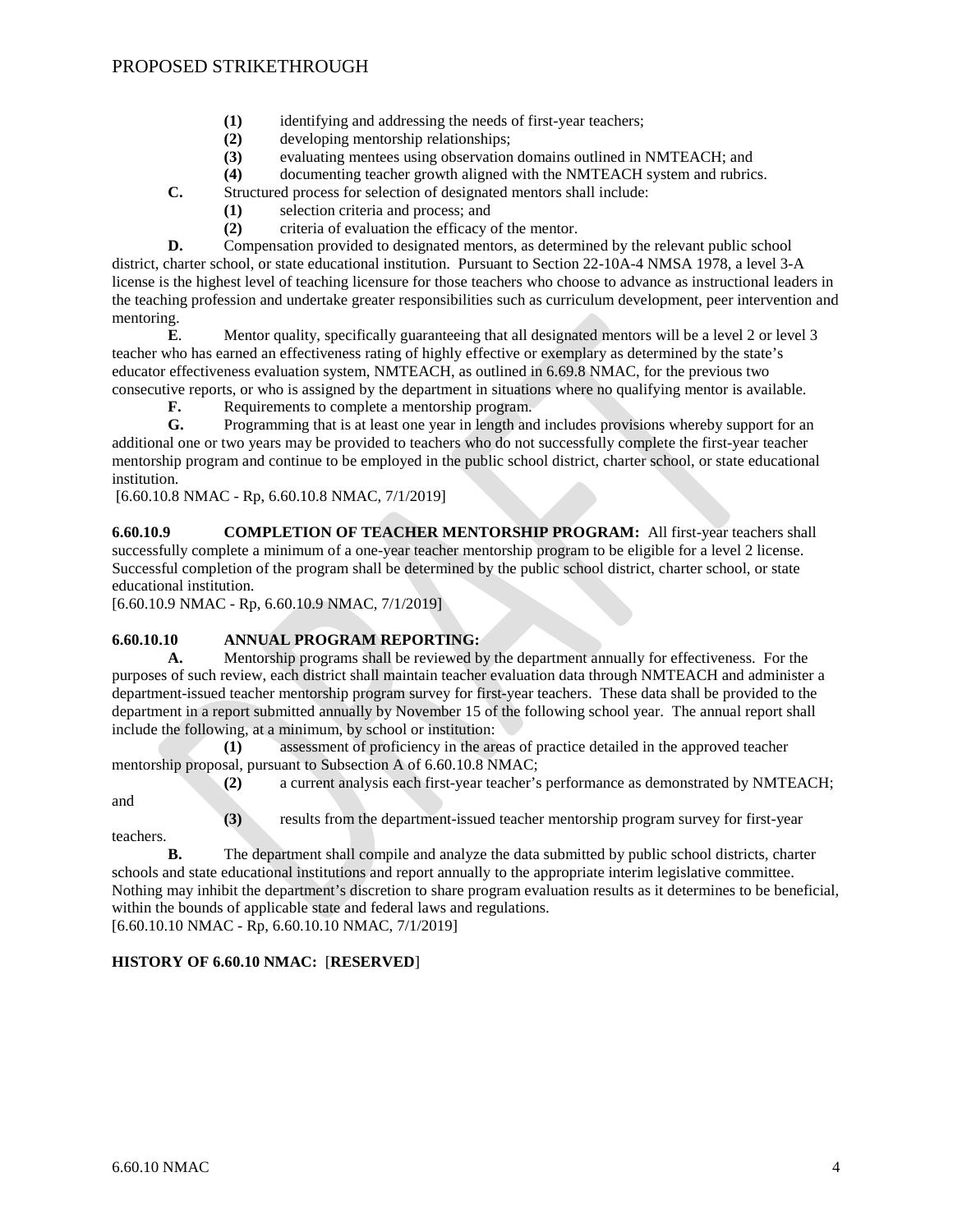**(1)** identifying and addressing the needs of first-year teachers;
**(2)** developing mentorship relationships;
**(3)** evaluating mentees using observation domains outlined in NMTEACH; and
**(4)** documenting teacher growth aligned with the NMTEACH system and rubrics.

**C.** Structured process for selection of designated mentors shall include:
**(1)** selection criteria and process; and
**(2)** criteria of evaluation the efficacy of the mentor.

**D.** Compensation provided to designated mentors, as determined by the relevant public school district, charter school, or state educational institution. Pursuant to Section 22-10A-4 NMSA 1978, a level 3-A license is the highest level of teaching licensure for those teachers who choose to advance as instructional leaders in the teaching profession and undertake greater responsibilities such as curriculum development, peer intervention and mentoring.

**E**. Mentor quality, specifically guaranteeing that all designated mentors will be a level 2 or level 3 teacher who has earned an effectiveness rating of highly effective or exemplary as determined by the state's educator effectiveness evaluation system, NMTEACH, as outlined in 6.69.8 NMAC, for the previous two consecutive reports, or who is assigned by the department in situations where no qualifying mentor is available.

**F.** Requirements to complete a mentorship program.

**G.** Programming that is at least one year in length and includes provisions whereby support for an additional one or two years may be provided to teachers who do not successfully complete the first-year teacher mentorship program and continue to be employed in the public school district, charter school, or state educational institution.

[6.60.10.8 NMAC - Rp, 6.60.10.8 NMAC, 7/1/2019]

**6.60.10.9 COMPLETION OF TEACHER MENTORSHIP PROGRAM:** All first-year teachers shall successfully complete a minimum of a one-year teacher mentorship program to be eligible for a level 2 license. Successful completion of the program shall be determined by the public school district, charter school, or state educational institution.
[6.60.10.9 NMAC - Rp, 6.60.10.9 NMAC, 7/1/2019]

**6.60.10.10 ANNUAL PROGRAM REPORTING:**

**A.** Mentorship programs shall be reviewed by the department annually for effectiveness. For the purposes of such review, each district shall maintain teacher evaluation data through NMTEACH and administer a department-issued teacher mentorship program survey for first-year teachers. These data shall be provided to the department in a report submitted annually by November 15 of the following school year. The annual report shall include the following, at a minimum, by school or institution:
**(1)** assessment of proficiency in the areas of practice detailed in the approved teacher mentorship proposal, pursuant to Subsection A of 6.60.10.8 NMAC;
**(2)** a current analysis each first-year teacher's performance as demonstrated by NMTEACH; and
**(3)** results from the department-issued teacher mentorship program survey for first-year teachers.

**B.** The department shall compile and analyze the data submitted by public school districts, charter schools and state educational institutions and report annually to the appropriate interim legislative committee. Nothing may inhibit the department's discretion to share program evaluation results as it determines to be beneficial, within the bounds of applicable state and federal laws and regulations.
[6.60.10.10 NMAC - Rp, 6.60.10.10 NMAC, 7/1/2019]

**HISTORY OF 6.60.10 NMAC:** [**RESERVED**]